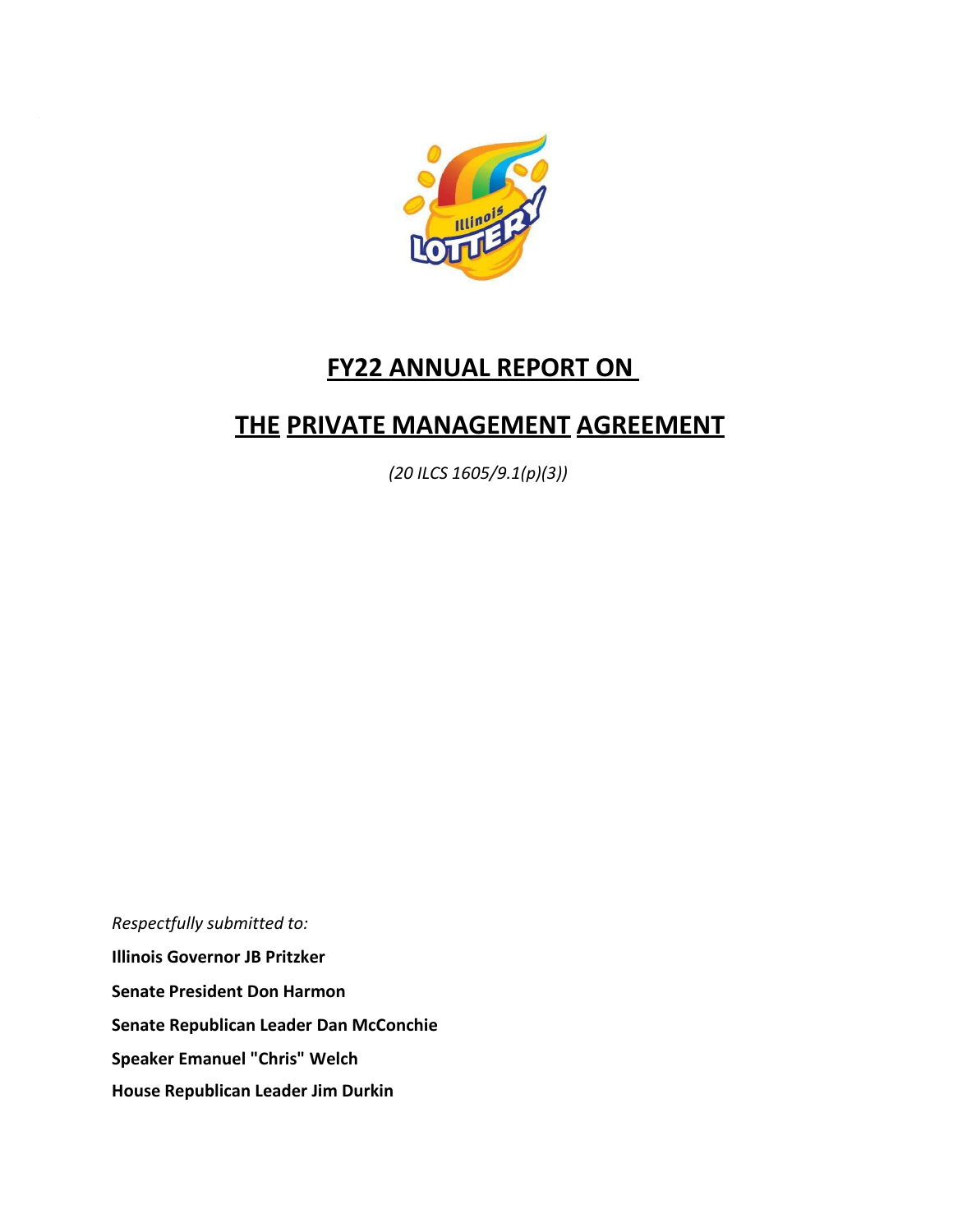# FY22 ANNUAL REPORT ON

# THE PRIVATE MANAGEMENT AGREEMENT

*(20 ILCS 1605/9.1(p)(3))*

*Respectfully submitted to:*

**Illinois Governor JB Pritzker**

**Senate President Don Harmon**

**Senate Republican Leader Dan McConchie**

**Speaker Emanuel "Chris" Welch**

**House Republican Leader Jim Durkin**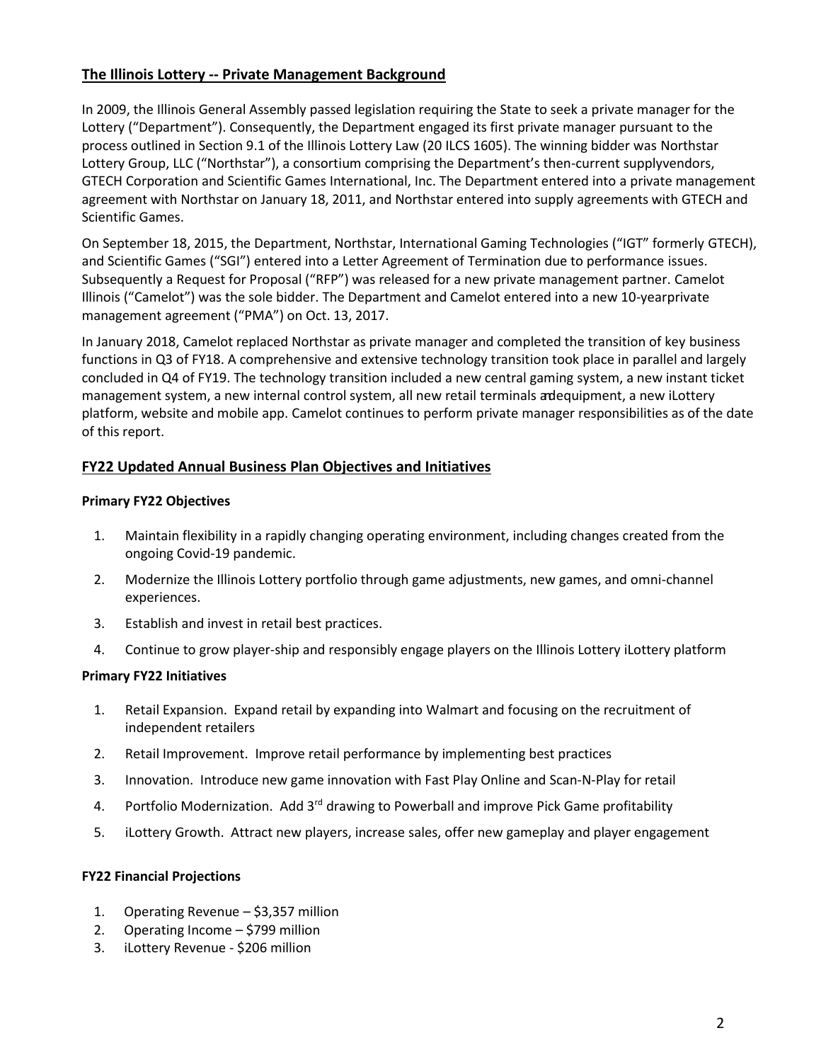## The Illinois Lottery -- Private Management Background

In 2009, the Illinois General Assembly passed legislation requiring the State to seek a private manager for the Lottery ("Department"). Consequently, the Department engaged its first private manager pursuant to the process outlined in Section 9.1 of the Illinois Lottery Law (20 ILCS 1605). The winning bidder was Northstar Lottery Group, LLC ("Northstar"), a consortium comprising the Department's then-current supplyvendors, GTECH Corporation and Scientific Games International, Inc. The Department entered into a private management agreement with Northstar on January 18, 2011, and Northstar entered into supply agreements with GTECH and Scientific Games.

On September 18, 2015, the Department, Northstar, International Gaming Technologies ("IGT" formerly GTECH), and Scientific Games ("SGI") entered into a Letter Agreement of Termination due to performance issues. Subsequently a Request for Proposal ("RFP") was released for a new private management partner. Camelot Illinois ("Camelot") was the sole bidder. The Department and Camelot entered into a new 10-yearprivate management agreement ("PMA") on Oct. 13, 2017.

In January 2018, Camelot replaced Northstar as private manager and completed the transition of key business functions in Q3 of FY18. A comprehensive and extensive technology transition took place in parallel and largely concluded in Q4 of FY19. The technology transition included a new central gaming system, a new instant ticket management system, a new internal control system, all new retail terminals andequipment, a new iLottery platform, website and mobile app. Camelot continues to perform private manager responsibilities as of the date of this report.

## FY22 Updated Annual Business Plan Objectives and Initiatives

### Primary FY22 Objectives

1. Maintain flexibility in a rapidly changing operating environment, including changes created from the ongoing Covid-19 pandemic.
2. Modernize the Illinois Lottery portfolio through game adjustments, new games, and omni-channel experiences.
3. Establish and invest in retail best practices.
4. Continue to grow player-ship and responsibly engage players on the Illinois Lottery iLottery platform

### Primary FY22 Initiatives

1. Retail Expansion. Expand retail by expanding into Walmart and focusing on the recruitment of independent retailers
2. Retail Improvement. Improve retail performance by implementing best practices
3. Innovation. Introduce new game innovation with Fast Play Online and Scan-N-Play for retail
4. Portfolio Modernization. Add 3rd drawing to Powerball and improve Pick Game profitability
5. iLottery Growth. Attract new players, increase sales, offer new gameplay and player engagement

### FY22 Financial Projections

1. Operating Revenue – $3,357 million
2. Operating Income – $799 million
3. iLottery Revenue - $206 million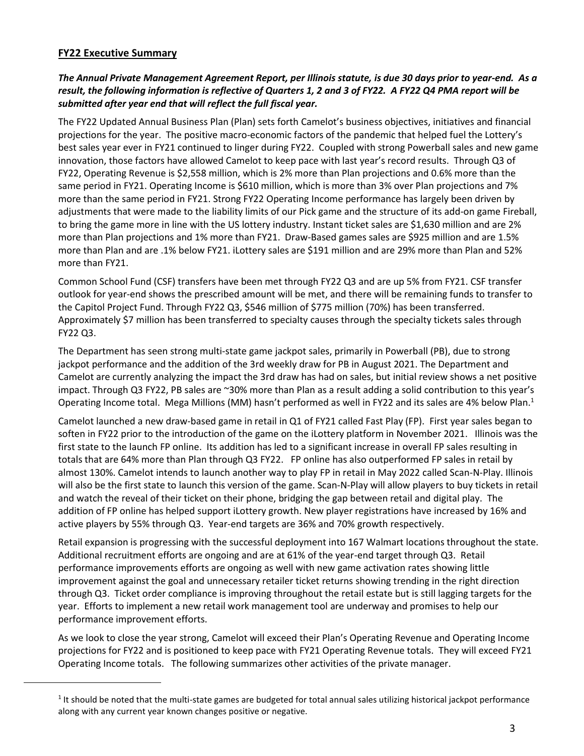## FY22 Executive Summary

***The Annual Private Management Agreement Report, per Illinois statute, is due 30 days prior to year-end. As a result, the following information is reflective of Quarters 1, 2 and 3 of FY22. A FY22 Q4 PMA report will be submitted after year end that will reflect the full fiscal year.***

The FY22 Updated Annual Business Plan (Plan) sets forth Camelot's business objectives, initiatives and financial projections for the year. The positive macro-economic factors of the pandemic that helped fuel the Lottery's best sales year ever in FY21 continued to linger during FY22. Coupled with strong Powerball sales and new game innovation, those factors have allowed Camelot to keep pace with last year's record results. Through Q3 of FY22, Operating Revenue is $2,558 million, which is 2% more than Plan projections and 0.6% more than the same period in FY21. Operating Income is $610 million, which is more than 3% over Plan projections and 7% more than the same period in FY21. Strong FY22 Operating Income performance has largely been driven by adjustments that were made to the liability limits of our Pick game and the structure of its add-on game Fireball, to bring the game more in line with the US lottery industry. Instant ticket sales are $1,630 million and are 2% more than Plan projections and 1% more than FY21. Draw-Based games sales are $925 million and are 1.5% more than Plan and are .1% below FY21. iLottery sales are $191 million and are 29% more than Plan and 52% more than FY21.

Common School Fund (CSF) transfers have been met through FY22 Q3 and are up 5% from FY21. CSF transfer outlook for year-end shows the prescribed amount will be met, and there will be remaining funds to transfer to the Capitol Project Fund. Through FY22 Q3, $546 million of $775 million (70%) has been transferred. Approximately $7 million has been transferred to specialty causes through the specialty tickets sales through FY22 Q3.

The Department has seen strong multi-state game jackpot sales, primarily in Powerball (PB), due to strong jackpot performance and the addition of the 3rd weekly draw for PB in August 2021. The Department and Camelot are currently analyzing the impact the 3rd draw has had on sales, but initial review shows a net positive impact. Through Q3 FY22, PB sales are ~30% more than Plan as a result adding a solid contribution to this year's Operating Income total. Mega Millions (MM) hasn't performed as well in FY22 and its sales are 4% below Plan.[1]

Camelot launched a new draw-based game in retail in Q1 of FY21 called Fast Play (FP). First year sales began to soften in FY22 prior to the introduction of the game on the iLottery platform in November 2021. Illinois was the first state to the launch FP online. Its addition has led to a significant increase in overall FP sales resulting in totals that are 64% more than Plan through Q3 FY22. FP online has also outperformed FP sales in retail by almost 130%. Camelot intends to launch another way to play FP in retail in May 2022 called Scan-N-Play. Illinois will also be the first state to launch this version of the game. Scan-N-Play will allow players to buy tickets in retail and watch the reveal of their ticket on their phone, bridging the gap between retail and digital play. The addition of FP online has helped support iLottery growth. New player registrations have increased by 16% and active players by 55% through Q3. Year-end targets are 36% and 70% growth respectively.

Retail expansion is progressing with the successful deployment into 167 Walmart locations throughout the state. Additional recruitment efforts are ongoing and are at 61% of the year-end target through Q3. Retail performance improvements efforts are ongoing as well with new game activation rates showing little improvement against the goal and unnecessary retailer ticket returns showing trending in the right direction through Q3. Ticket order compliance is improving throughout the retail estate but is still lagging targets for the year. Efforts to implement a new retail work management tool are underway and promises to help our performance improvement efforts.

As we look to close the year strong, Camelot will exceed their Plan's Operating Revenue and Operating Income projections for FY22 and is positioned to keep pace with FY21 Operating Revenue totals. They will exceed FY21 Operating Income totals. The following summarizes other activities of the private manager.

---

[1] It should be noted that the multi-state games are budgeted for total annual sales utilizing historical jackpot performance along with any current year known changes positive or negative.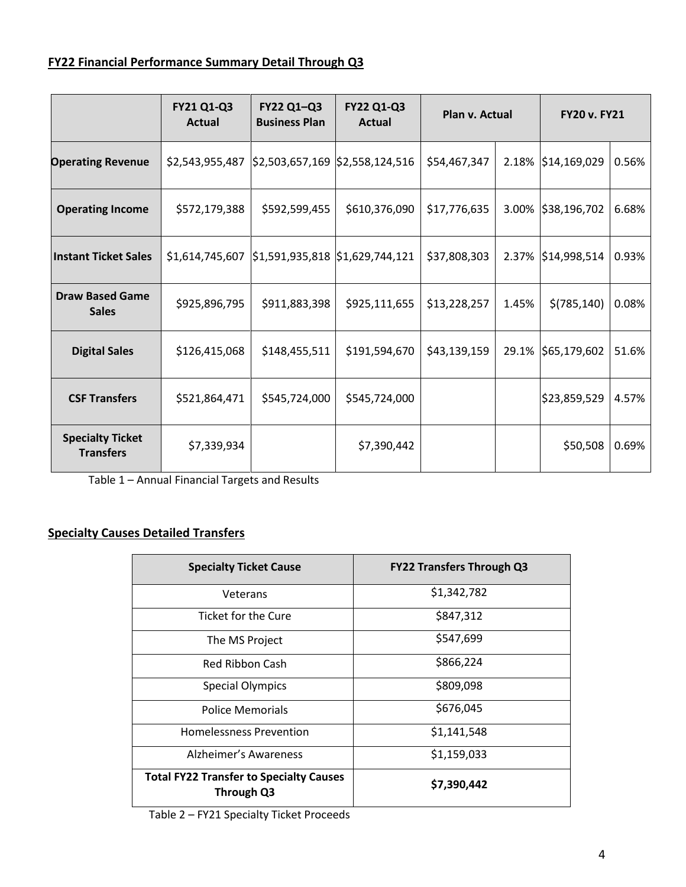## FY22 Financial Performance Summary Detail Through Q3

| | FY21 Q1-Q3 Actual | FY22 Q1–Q3 Business Plan | FY22 Q1-Q3 Actual | Plan v. Actual | | FY20 v. FY21 | |
|---|---|---|---|---|---|---|---|
| **Operating Revenue** | $2,543,955,487 | $2,503,657,169 | $2,558,124,516 | $54,467,347 | 2.18% | $14,169,029 | 0.56% |
| **Operating Income** | $572,179,388 | $592,599,455 | $610,376,090 | $17,776,635 | 3.00% | $38,196,702 | 6.68% |
| **Instant Ticket Sales** | $1,614,745,607 | $1,591,935,818 | $1,629,744,121 | $37,808,303 | 2.37% | $14,998,514 | 0.93% |
| **Draw Based Game Sales** | $925,896,795 | $911,883,398 | $925,111,655 | $13,228,257 | 1.45% | $(785,140) | 0.08% |
| **Digital Sales** | $126,415,068 | $148,455,511 | $191,594,670 | $43,139,159 | 29.1% | $65,179,602 | 51.6% |
| **CSF Transfers** | $521,864,471 | $545,724,000 | $545,724,000 | | | $23,859,529 | 4.57% |
| **Specialty Ticket Transfers** | $7,339,934 | | $7,390,442 | | | $50,508 | 0.69% |

Table 1 – Annual Financial Targets and Results

## Specialty Causes Detailed Transfers

| Specialty Ticket Cause | FY22 Transfers Through Q3 |
|---|---|
| Veterans | $1,342,782 |
| Ticket for the Cure | $847,312 |
| The MS Project | $547,699 |
| Red Ribbon Cash | $866,224 |
| Special Olympics | $809,098 |
| Police Memorials | $676,045 |
| Homelessness Prevention | $1,141,548 |
| Alzheimer's Awareness | $1,159,033 |
| **Total FY22 Transfer to Specialty Causes Through Q3** | **$7,390,442** |

Table 2 – FY21 Specialty Ticket Proceeds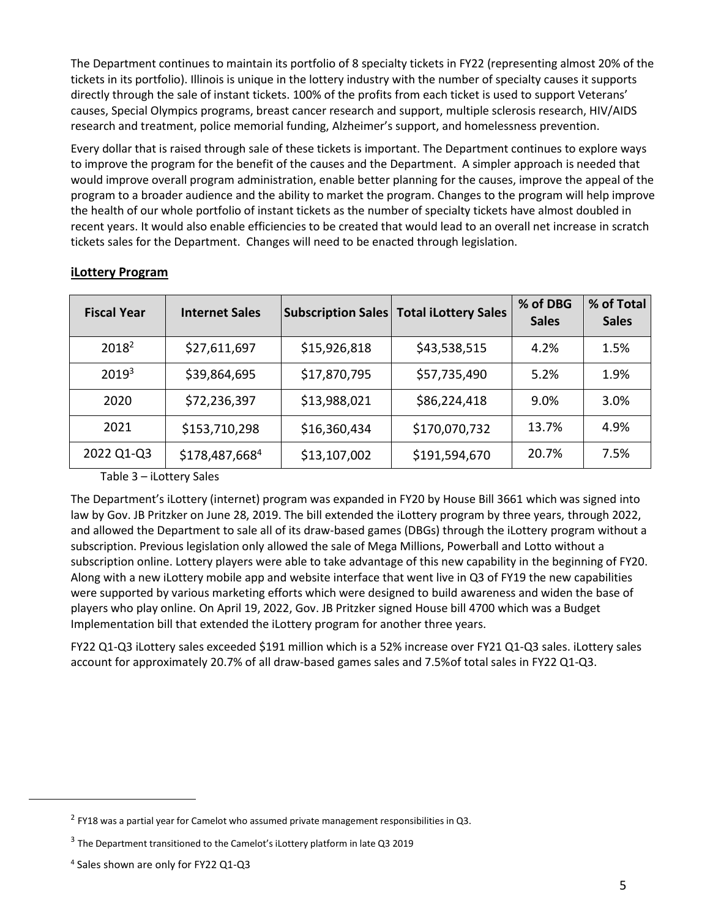The Department continues to maintain its portfolio of 8 specialty tickets in FY22 (representing almost 20% of the tickets in its portfolio). Illinois is unique in the lottery industry with the number of specialty causes it supports directly through the sale of instant tickets. 100% of the profits from each ticket is used to support Veterans' causes, Special Olympics programs, breast cancer research and support, multiple sclerosis research, HIV/AIDS research and treatment, police memorial funding, Alzheimer's support, and homelessness prevention.

Every dollar that is raised through sale of these tickets is important. The Department continues to explore ways to improve the program for the benefit of the causes and the Department. A simpler approach is needed that would improve overall program administration, enable better planning for the causes, improve the appeal of the program to a broader audience and the ability to market the program. Changes to the program will help improve the health of our whole portfolio of instant tickets as the number of specialty tickets have almost doubled in recent years. It would also enable efficiencies to be created that would lead to an overall net increase in scratch tickets sales for the Department. Changes will need to be enacted through legislation.

## iLottery Program

| Fiscal Year | Internet Sales | Subscription Sales | Total iLottery Sales | % of DBG Sales | % of Total Sales |
|---|---|---|---|---|---|
| 2018[2] | $27,611,697 | $15,926,818 | $43,538,515 | 4.2% | 1.5% |
| 2019[3] | $39,864,695 | $17,870,795 | $57,735,490 | 5.2% | 1.9% |
| 2020 | $72,236,397 | $13,988,021 | $86,224,418 | 9.0% | 3.0% |
| 2021 | $153,710,298 | $16,360,434 | $170,070,732 | 13.7% | 4.9% |
| 2022 Q1-Q3 | $178,487,668[4] | $13,107,002 | $191,594,670 | 20.7% | 7.5% |

Table 3 – iLottery Sales

The Department's iLottery (internet) program was expanded in FY20 by House Bill 3661 which was signed into law by Gov. JB Pritzker on June 28, 2019. The bill extended the iLottery program by three years, through 2022, and allowed the Department to sale all of its draw-based games (DBGs) through the iLottery program without a subscription. Previous legislation only allowed the sale of Mega Millions, Powerball and Lotto without a subscription online. Lottery players were able to take advantage of this new capability in the beginning of FY20. Along with a new iLottery mobile app and website interface that went live in Q3 of FY19 the new capabilities were supported by various marketing efforts which were designed to build awareness and widen the base of players who play online. On April 19, 2022, Gov. JB Pritzker signed House bill 4700 which was a Budget Implementation bill that extended the iLottery program for another three years.

FY22 Q1-Q3 iLottery sales exceeded $191 million which is a 52% increase over FY21 Q1-Q3 sales. iLottery sales account for approximately 20.7% of all draw-based games sales and 7.5%of total sales in FY22 Q1-Q3.

---

[2] FY18 was a partial year for Camelot who assumed private management responsibilities in Q3.

[3] The Department transitioned to the Camelot's iLottery platform in late Q3 2019

[4] Sales shown are only for FY22 Q1-Q3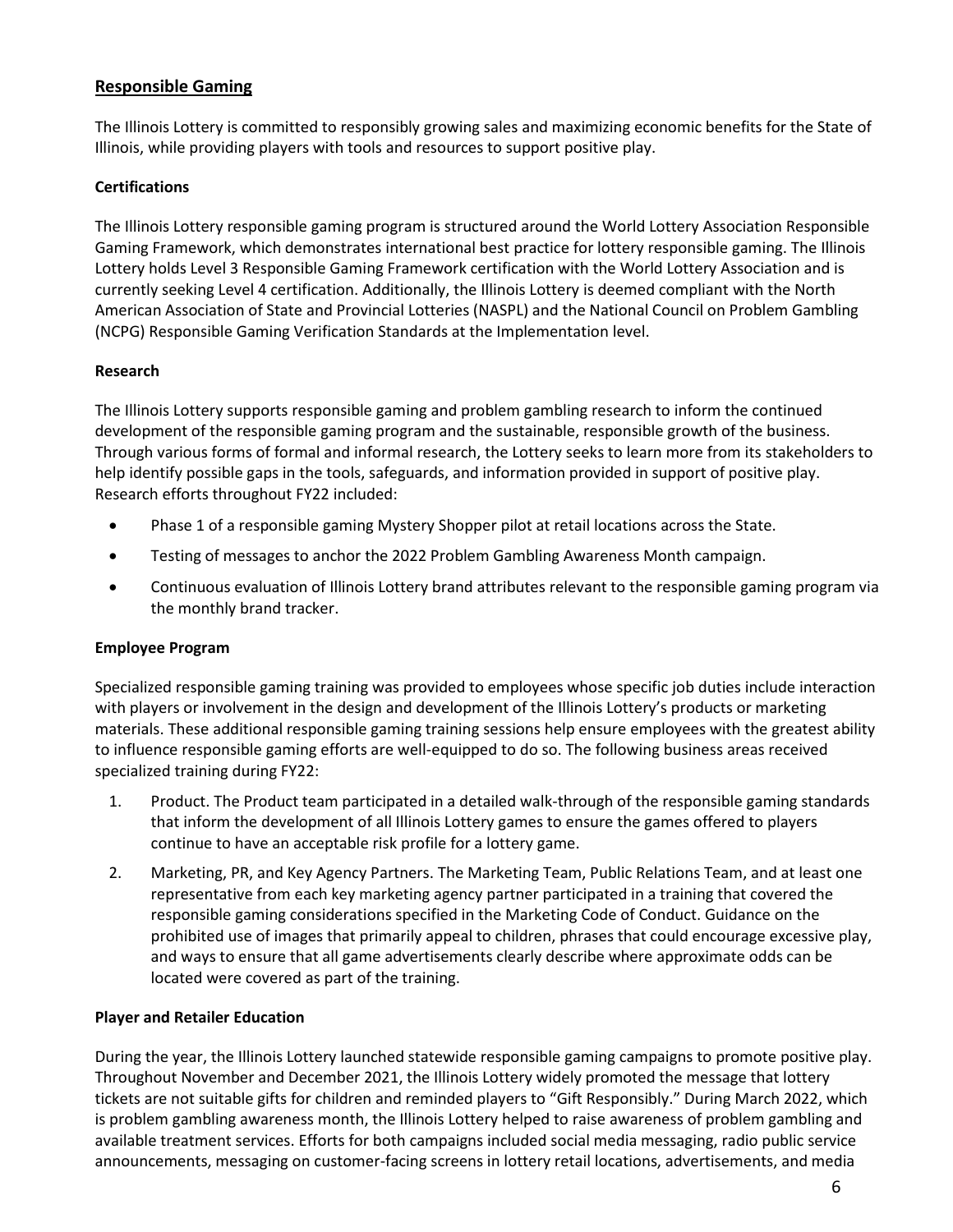## Responsible Gaming

The Illinois Lottery is committed to responsibly growing sales and maximizing economic benefits for the State of Illinois, while providing players with tools and resources to support positive play.

### Certifications

The Illinois Lottery responsible gaming program is structured around the World Lottery Association Responsible Gaming Framework, which demonstrates international best practice for lottery responsible gaming. The Illinois Lottery holds Level 3 Responsible Gaming Framework certification with the World Lottery Association and is currently seeking Level 4 certification. Additionally, the Illinois Lottery is deemed compliant with the North American Association of State and Provincial Lotteries (NASPL) and the National Council on Problem Gambling (NCPG) Responsible Gaming Verification Standards at the Implementation level.

### Research

The Illinois Lottery supports responsible gaming and problem gambling research to inform the continued development of the responsible gaming program and the sustainable, responsible growth of the business. Through various forms of formal and informal research, the Lottery seeks to learn more from its stakeholders to help identify possible gaps in the tools, safeguards, and information provided in support of positive play. Research efforts throughout FY22 included:

- Phase 1 of a responsible gaming Mystery Shopper pilot at retail locations across the State.
- Testing of messages to anchor the 2022 Problem Gambling Awareness Month campaign.
- Continuous evaluation of Illinois Lottery brand attributes relevant to the responsible gaming program via the monthly brand tracker.

### Employee Program

Specialized responsible gaming training was provided to employees whose specific job duties include interaction with players or involvement in the design and development of the Illinois Lottery's products or marketing materials. These additional responsible gaming training sessions help ensure employees with the greatest ability to influence responsible gaming efforts are well-equipped to do so. The following business areas received specialized training during FY22:

1. Product. The Product team participated in a detailed walk-through of the responsible gaming standards that inform the development of all Illinois Lottery games to ensure the games offered to players continue to have an acceptable risk profile for a lottery game.
2. Marketing, PR, and Key Agency Partners. The Marketing Team, Public Relations Team, and at least one representative from each key marketing agency partner participated in a training that covered the responsible gaming considerations specified in the Marketing Code of Conduct. Guidance on the prohibited use of images that primarily appeal to children, phrases that could encourage excessive play, and ways to ensure that all game advertisements clearly describe where approximate odds can be located were covered as part of the training.

### Player and Retailer Education

During the year, the Illinois Lottery launched statewide responsible gaming campaigns to promote positive play. Throughout November and December 2021, the Illinois Lottery widely promoted the message that lottery tickets are not suitable gifts for children and reminded players to "Gift Responsibly." During March 2022, which is problem gambling awareness month, the Illinois Lottery helped to raise awareness of problem gambling and available treatment services. Efforts for both campaigns included social media messaging, radio public service announcements, messaging on customer-facing screens in lottery retail locations, advertisements, and media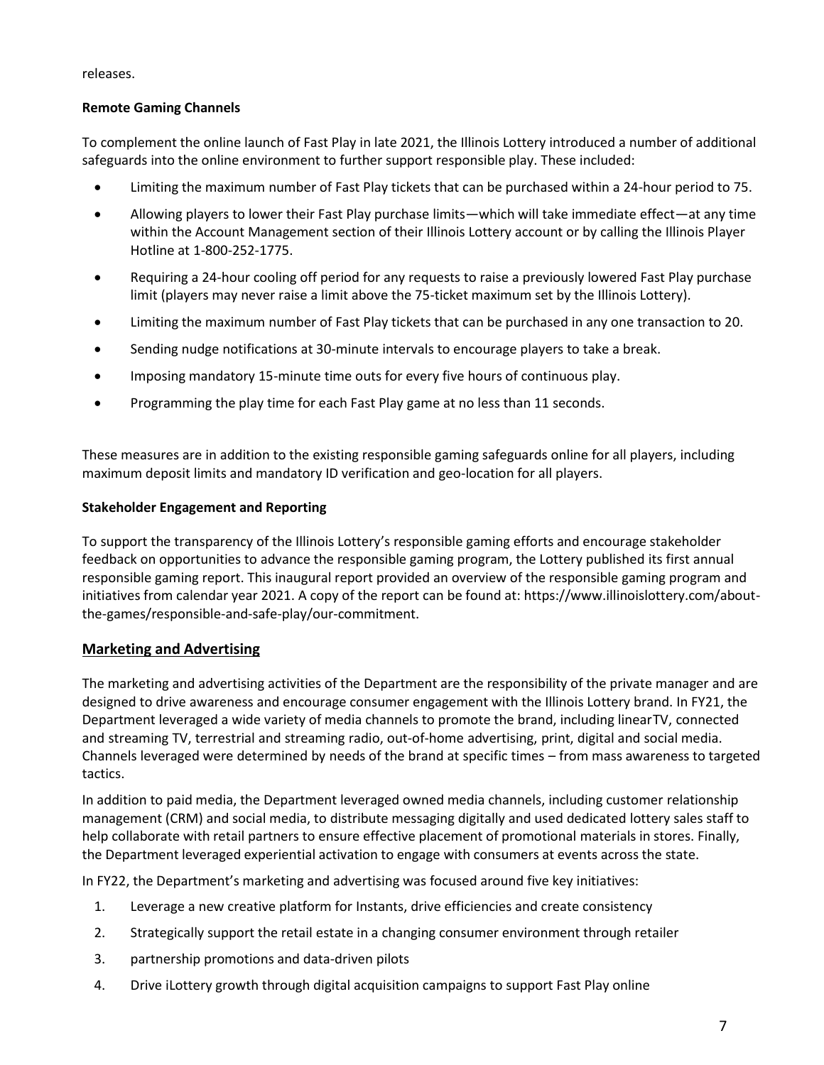releases.

**Remote Gaming Channels**

To complement the online launch of Fast Play in late 2021, the Illinois Lottery introduced a number of additional safeguards into the online environment to further support responsible play. These included:

- Limiting the maximum number of Fast Play tickets that can be purchased within a 24-hour period to 75.
- Allowing players to lower their Fast Play purchase limits—which will take immediate effect—at any time within the Account Management section of their Illinois Lottery account or by calling the Illinois Player Hotline at 1-800-252-1775.
- Requiring a 24-hour cooling off period for any requests to raise a previously lowered Fast Play purchase limit (players may never raise a limit above the 75-ticket maximum set by the Illinois Lottery).
- Limiting the maximum number of Fast Play tickets that can be purchased in any one transaction to 20.
- Sending nudge notifications at 30-minute intervals to encourage players to take a break.
- Imposing mandatory 15-minute time outs for every five hours of continuous play.
- Programming the play time for each Fast Play game at no less than 11 seconds.

These measures are in addition to the existing responsible gaming safeguards online for all players, including maximum deposit limits and mandatory ID verification and geo-location for all players.

**Stakeholder Engagement and Reporting**

To support the transparency of the Illinois Lottery's responsible gaming efforts and encourage stakeholder feedback on opportunities to advance the responsible gaming program, the Lottery published its first annual responsible gaming report. This inaugural report provided an overview of the responsible gaming program and initiatives from calendar year 2021. A copy of the report can be found at: https://www.illinoislottery.com/about-the-games/responsible-and-safe-play/our-commitment.

## Marketing and Advertising

The marketing and advertising activities of the Department are the responsibility of the private manager and are designed to drive awareness and encourage consumer engagement with the Illinois Lottery brand. In FY21, the Department leveraged a wide variety of media channels to promote the brand, including linearTV, connected and streaming TV, terrestrial and streaming radio, out-of-home advertising, print, digital and social media. Channels leveraged were determined by needs of the brand at specific times – from mass awareness to targeted tactics.

In addition to paid media, the Department leveraged owned media channels, including customer relationship management (CRM) and social media, to distribute messaging digitally and used dedicated lottery sales staff to help collaborate with retail partners to ensure effective placement of promotional materials in stores. Finally, the Department leveraged experiential activation to engage with consumers at events across the state.

In FY22, the Department's marketing and advertising was focused around five key initiatives:

1. Leverage a new creative platform for Instants, drive efficiencies and create consistency
2. Strategically support the retail estate in a changing consumer environment through retailer
3. partnership promotions and data-driven pilots
4. Drive iLottery growth through digital acquisition campaigns to support Fast Play online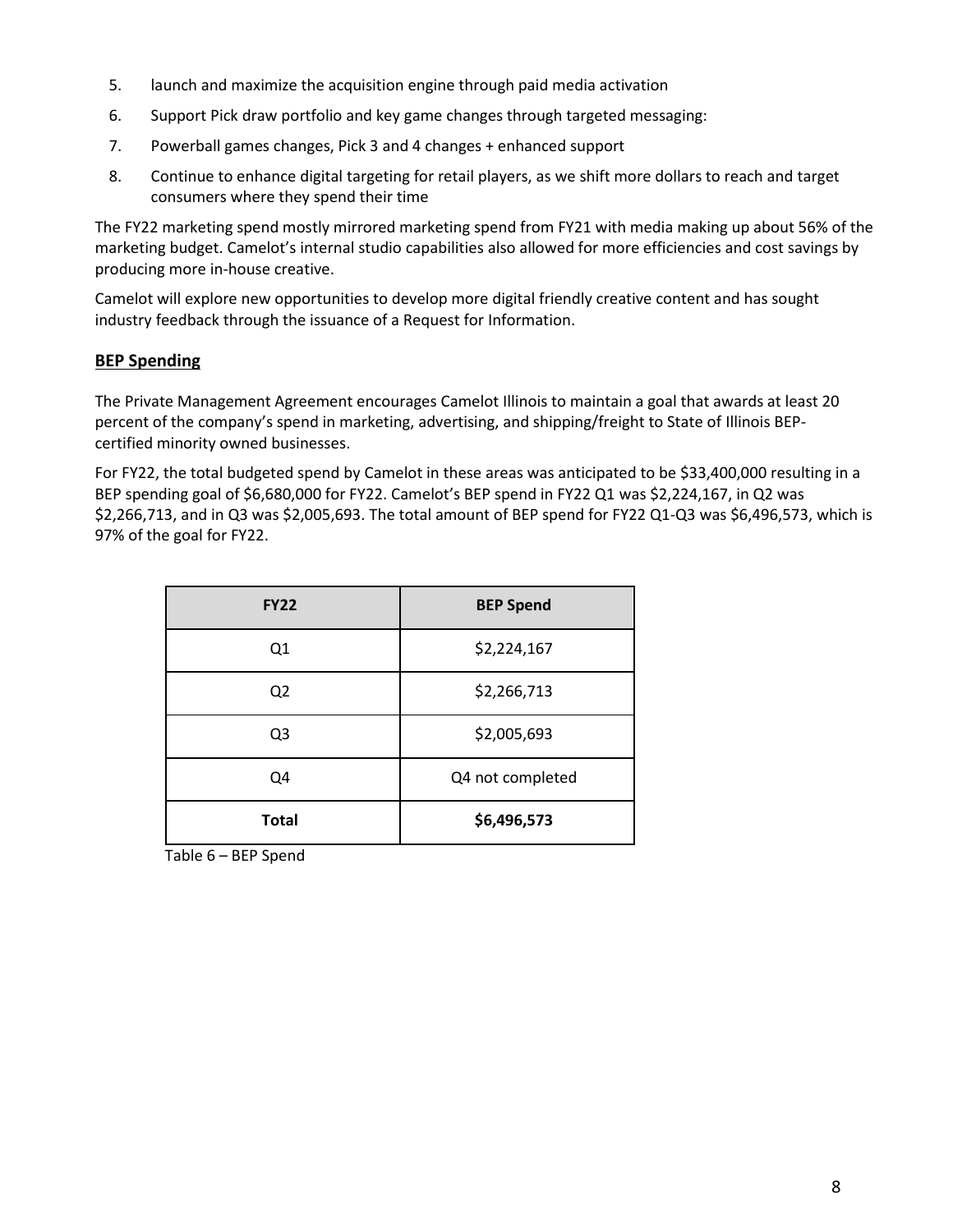5. launch and maximize the acquisition engine through paid media activation
6. Support Pick draw portfolio and key game changes through targeted messaging:
7. Powerball games changes, Pick 3 and 4 changes + enhanced support
8. Continue to enhance digital targeting for retail players, as we shift more dollars to reach and target consumers where they spend their time

The FY22 marketing spend mostly mirrored marketing spend from FY21 with media making up about 56% of the marketing budget. Camelot's internal studio capabilities also allowed for more efficiencies and cost savings by producing more in-house creative.

Camelot will explore new opportunities to develop more digital friendly creative content and has sought industry feedback through the issuance of a Request for Information.

## BEP Spending

The Private Management Agreement encourages Camelot Illinois to maintain a goal that awards at least 20 percent of the company's spend in marketing, advertising, and shipping/freight to State of Illinois BEP-certified minority owned businesses.

For FY22, the total budgeted spend by Camelot in these areas was anticipated to be $33,400,000 resulting in a BEP spending goal of $6,680,000 for FY22. Camelot's BEP spend in FY22 Q1 was $2,224,167, in Q2 was $2,266,713, and in Q3 was $2,005,693. The total amount of BEP spend for FY22 Q1-Q3 was $6,496,573, which is 97% of the goal for FY22.

| FY22 | BEP Spend |
|---|---|
| Q1 | $2,224,167 |
| Q2 | $2,266,713 |
| Q3 | $2,005,693 |
| Q4 | Q4 not completed |
| **Total** | **$6,496,573** |

Table 6 – BEP Spend